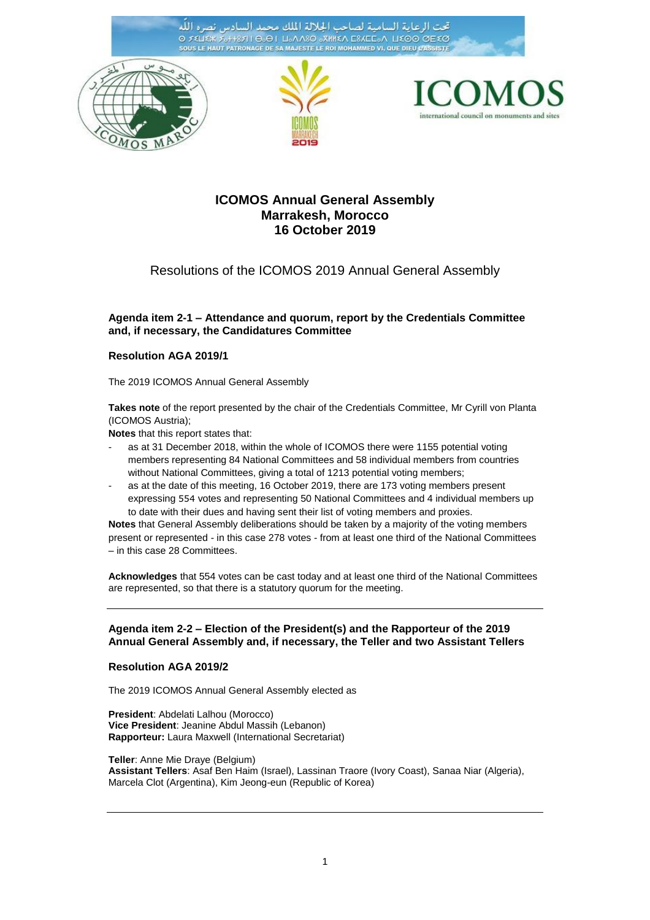# ICOMOS Annual General Assembly
# Marrakesh, Morocco
# 16 October 2019

## Resolutions of the ICOMOS 2019 Annual General Assembly

### Agenda item 2-1 – Attendance and quorum, report by the Credentials Committee and, if necessary, the Candidatures Committee

#### Resolution AGA 2019/1

The 2019 ICOMOS Annual General Assembly

**Takes note** of the report presented by the chair of the Credentials Committee, Mr Cyrill von Planta (ICOMOS Austria);

**Notes** that this report states that:

- as at 31 December 2018, within the whole of ICOMOS there were 1155 potential voting members representing 84 National Committees and 58 individual members from countries without National Committees, giving a total of 1213 potential voting members;
- as at the date of this meeting, 16 October 2019, there are 173 voting members present expressing 554 votes and representing 50 National Committees and 4 individual members up to date with their dues and having sent their list of voting members and proxies.

**Notes** that General Assembly deliberations should be taken by a majority of the voting members present or represented - in this case 278 votes - from at least one third of the National Committees – in this case 28 Committees.

**Acknowledges** that 554 votes can be cast today and at least one third of the National Committees are represented, so that there is a statutory quorum for the meeting.

---

### Agenda item 2-2 – Election of the President(s) and the Rapporteur of the 2019 Annual General Assembly and, if necessary, the Teller and two Assistant Tellers

#### Resolution AGA 2019/2

The 2019 ICOMOS Annual General Assembly elected as

**President**: Abdelati Lalhou (Morocco)
**Vice President**: Jeanine Abdul Massih (Lebanon)
**Rapporteur:** Laura Maxwell (International Secretariat)

**Teller**: Anne Mie Draye (Belgium)
**Assistant Tellers**: Asaf Ben Haim (Israel), Lassinan Traore (Ivory Coast), Sanaa Niar (Algeria), Marcela Clot (Argentina), Kim Jeong-eun (Republic of Korea)

---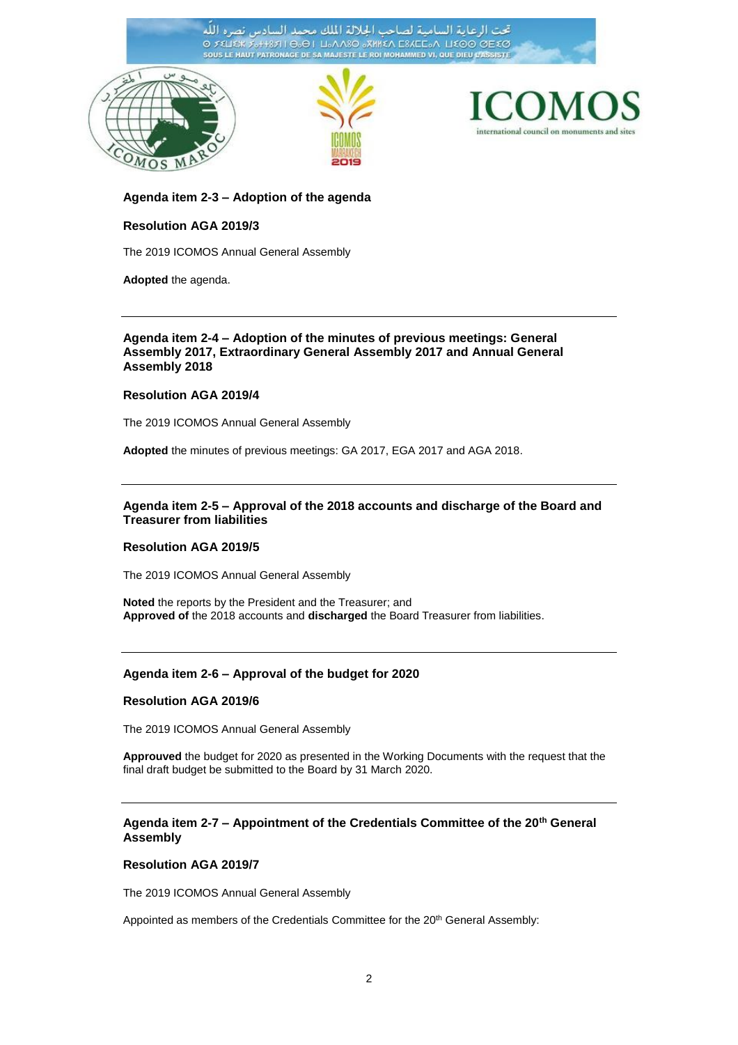**Agenda item 2-3 – Adoption of the agenda**

**Resolution AGA 2019/3**

The 2019 ICOMOS Annual General Assembly

**Adopted** the agenda.

---

**Agenda item 2-4 – Adoption of the minutes of previous meetings: General Assembly 2017, Extraordinary General Assembly 2017 and Annual General Assembly 2018**

**Resolution AGA 2019/4**

The 2019 ICOMOS Annual General Assembly

**Adopted** the minutes of previous meetings: GA 2017, EGA 2017 and AGA 2018.

---

**Agenda item 2-5 – Approval of the 2018 accounts and discharge of the Board and Treasurer from liabilities**

**Resolution AGA 2019/5**

The 2019 ICOMOS Annual General Assembly

**Noted** the reports by the President and the Treasurer; and
**Approved of** the 2018 accounts and **discharged** the Board Treasurer from liabilities.

---

**Agenda item 2-6 – Approval of the budget for 2020**

**Resolution AGA 2019/6**

The 2019 ICOMOS Annual General Assembly

**Approuved** the budget for 2020 as presented in the Working Documents with the request that the final draft budget be submitted to the Board by 31 March 2020.

---

**Agenda item 2-7 – Appointment of the Credentials Committee of the 20th General Assembly**

**Resolution AGA 2019/7**

The 2019 ICOMOS Annual General Assembly

Appointed as members of the Credentials Committee for the 20th General Assembly: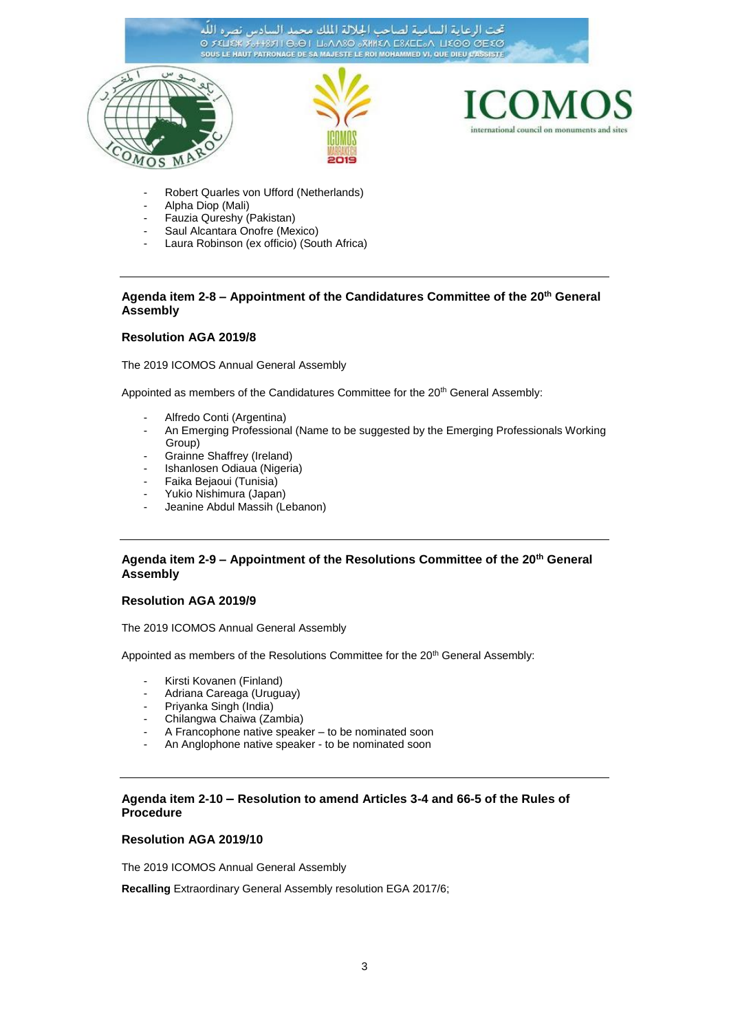- Robert Quarles von Ufford (Netherlands)
- Alpha Diop (Mali)
- Fauzia Qureshy (Pakistan)
- Saul Alcantara Onofre (Mexico)
- Laura Robinson (ex officio) (South Africa)

---

### Agenda item 2-8 – Appointment of the Candidatures Committee of the 20th General Assembly

**Resolution AGA 2019/8**

The 2019 ICOMOS Annual General Assembly

Appointed as members of the Candidatures Committee for the 20th General Assembly:

- Alfredo Conti (Argentina)
- An Emerging Professional (Name to be suggested by the Emerging Professionals Working Group)
- Grainne Shaffrey (Ireland)
- Ishanlosen Odiaua (Nigeria)
- Faika Bejaoui (Tunisia)
- Yukio Nishimura (Japan)
- Jeanine Abdul Massih (Lebanon)

---

### Agenda item 2-9 – Appointment of the Resolutions Committee of the 20th General Assembly

**Resolution AGA 2019/9**

The 2019 ICOMOS Annual General Assembly

Appointed as members of the Resolutions Committee for the 20th General Assembly:

- Kirsti Kovanen (Finland)
- Adriana Careaga (Uruguay)
- Priyanka Singh (India)
- Chilangwa Chaiwa (Zambia)
- A Francophone native speaker – to be nominated soon
- An Anglophone native speaker - to be nominated soon

---

### Agenda item 2-10 – Resolution to amend Articles 3-4 and 66-5 of the Rules of Procedure

**Resolution AGA 2019/10**

The 2019 ICOMOS Annual General Assembly

**Recalling** Extraordinary General Assembly resolution EGA 2017/6;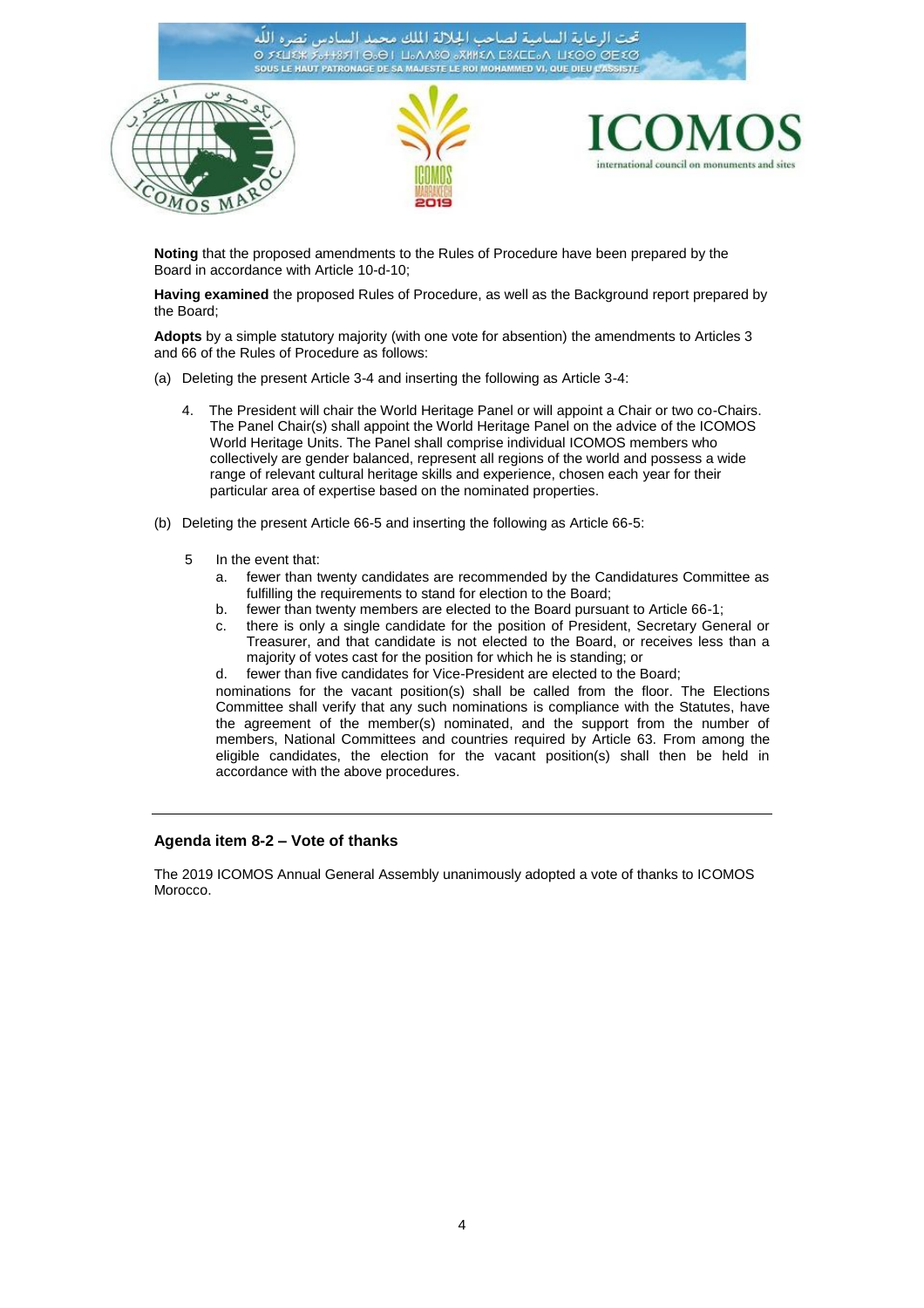**Noting** that the proposed amendments to the Rules of Procedure have been prepared by the Board in accordance with Article 10-d-10;

**Having examined** the proposed Rules of Procedure, as well as the Background report prepared by the Board;

**Adopts** by a simple statutory majority (with one vote for absention) the amendments to Articles 3 and 66 of the Rules of Procedure as follows:

(a) Deleting the present Article 3-4 and inserting the following as Article 3-4:

> 4. The President will chair the World Heritage Panel or will appoint a Chair or two co-Chairs. The Panel Chair(s) shall appoint the World Heritage Panel on the advice of the ICOMOS World Heritage Units. The Panel shall comprise individual ICOMOS members who collectively are gender balanced, represent all regions of the world and possess a wide range of relevant cultural heritage skills and experience, chosen each year for their particular area of expertise based on the nominated properties.

(b) Deleting the present Article 66-5 and inserting the following as Article 66-5:

> 5 In the event that:
> a. fewer than twenty candidates are recommended by the Candidatures Committee as fulfilling the requirements to stand for election to the Board;
> b. fewer than twenty members are elected to the Board pursuant to Article 66-1;
> c. there is only a single candidate for the position of President, Secretary General or Treasurer, and that candidate is not elected to the Board, or receives less than a majority of votes cast for the position for which he is standing; or
> d. fewer than five candidates for Vice-President are elected to the Board;
>
> nominations for the vacant position(s) shall be called from the floor. The Elections Committee shall verify that any such nominations is compliance with the Statutes, have the agreement of the member(s) nominated, and the support from the number of members, National Committees and countries required by Article 63. From among the eligible candidates, the election for the vacant position(s) shall then be held in accordance with the above procedures.

---

## Agenda item 8-2 – Vote of thanks

The 2019 ICOMOS Annual General Assembly unanimously adopted a vote of thanks to ICOMOS Morocco.